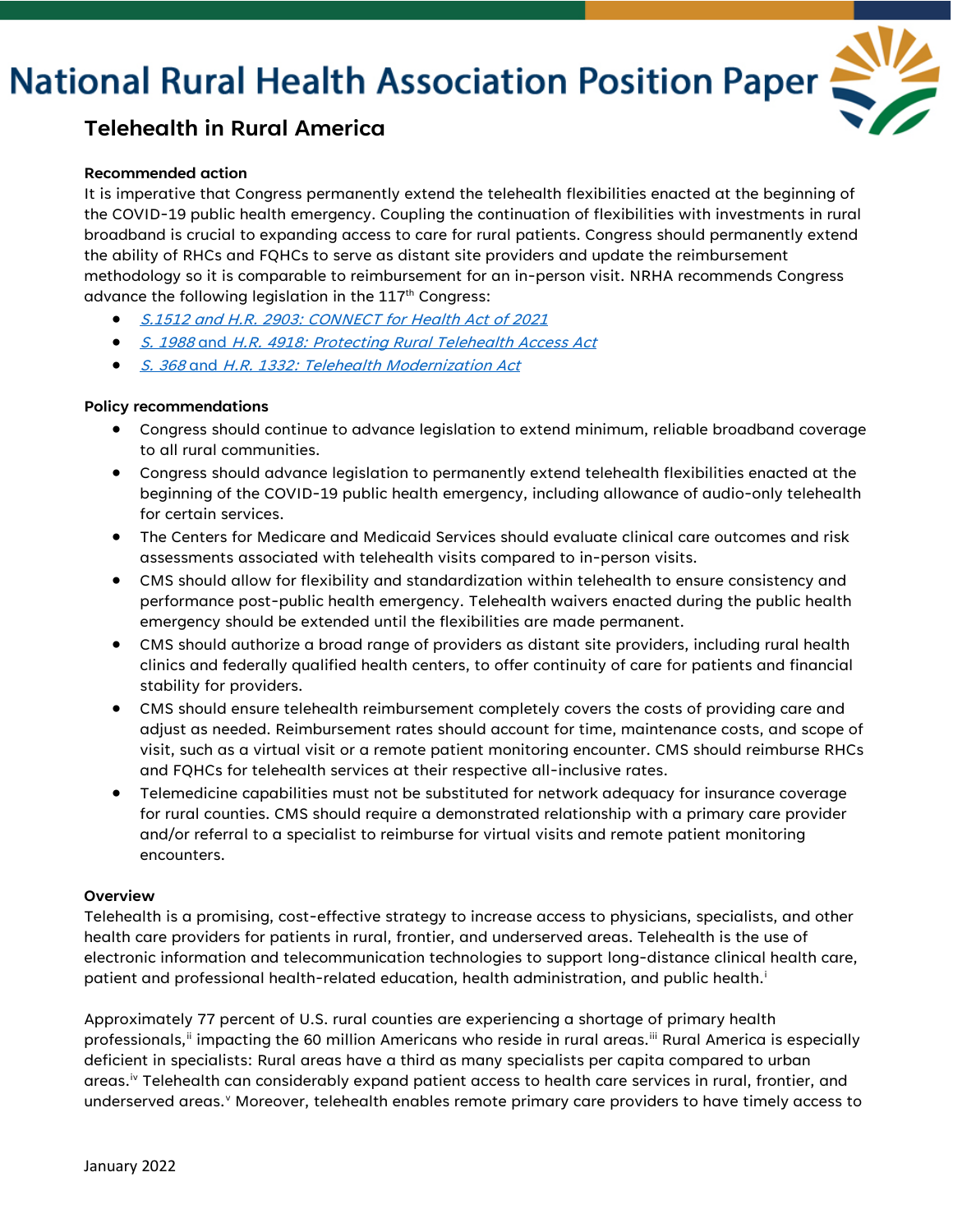# National Rural Health Association Position Paper

## Telehealth in Rural America

**Recommended action**

It is imperative that Congress permanently extend the telehealth flexibilities enacted at the beginning of the COVID-19 public health emergency. Coupling the continuation of flexibilities with investments in rural broadband is crucial to expanding access to care for rural patients. Congress should permanently extend the ability of RHCs and FQHCs to serve as distant site providers and update the reimbursement methodology so it is comparable to reimbursement for an in-person visit. NRHA recommends Congress advance the following legislation in the 117th Congress:

- *S.1512 and H.R. 2903: CONNECT for Health Act of 2021*
- *S. 1988* and *H.R. 4918: Protecting Rural Telehealth Access Act*
- *S. 368* and *H.R. 1332: Telehealth Modernization Act*

**Policy recommendations**

- Congress should continue to advance legislation to extend minimum, reliable broadband coverage to all rural communities.
- Congress should advance legislation to permanently extend telehealth flexibilities enacted at the beginning of the COVID-19 public health emergency, including allowance of audio-only telehealth for certain services.
- The Centers for Medicare and Medicaid Services should evaluate clinical care outcomes and risk assessments associated with telehealth visits compared to in-person visits.
- CMS should allow for flexibility and standardization within telehealth to ensure consistency and performance post-public health emergency. Telehealth waivers enacted during the public health emergency should be extended until the flexibilities are made permanent.
- CMS should authorize a broad range of providers as distant site providers, including rural health clinics and federally qualified health centers, to offer continuity of care for patients and financial stability for providers.
- CMS should ensure telehealth reimbursement completely covers the costs of providing care and adjust as needed. Reimbursement rates should account for time, maintenance costs, and scope of visit, such as a virtual visit or a remote patient monitoring encounter. CMS should reimburse RHCs and FQHCs for telehealth services at their respective all-inclusive rates.
- Telemedicine capabilities must not be substituted for network adequacy for insurance coverage for rural counties. CMS should require a demonstrated relationship with a primary care provider and/or referral to a specialist to reimburse for virtual visits and remote patient monitoring encounters.

**Overview**

Telehealth is a promising, cost-effective strategy to increase access to physicians, specialists, and other health care providers for patients in rural, frontier, and underserved areas. Telehealth is the use of electronic information and telecommunication technologies to support long-distance clinical health care, patient and professional health-related education, health administration, and public health.[i]

Approximately 77 percent of U.S. rural counties are experiencing a shortage of primary health professionals,[ii] impacting the 60 million Americans who reside in rural areas.[iii] Rural America is especially deficient in specialists: Rural areas have a third as many specialists per capita compared to urban areas.[iv] Telehealth can considerably expand patient access to health care services in rural, frontier, and underserved areas.[v] Moreover, telehealth enables remote primary care providers to have timely access to

January 2022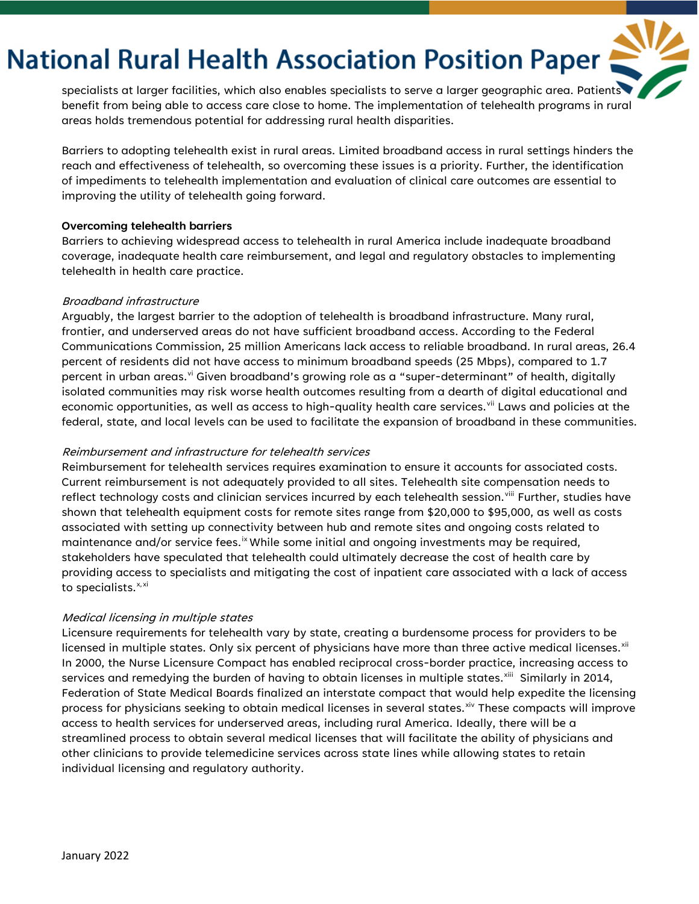specialists at larger facilities, which also enables specialists to serve a larger geographic area. Patients benefit from being able to access care close to home. The implementation of telehealth programs in rural areas holds tremendous potential for addressing rural health disparities.

Barriers to adopting telehealth exist in rural areas. Limited broadband access in rural settings hinders the reach and effectiveness of telehealth, so overcoming these issues is a priority. Further, the identification of impediments to telehealth implementation and evaluation of clinical care outcomes are essential to improving the utility of telehealth going forward.

**Overcoming telehealth barriers**

Barriers to achieving widespread access to telehealth in rural America include inadequate broadband coverage, inadequate health care reimbursement, and legal and regulatory obstacles to implementing telehealth in health care practice.

*Broadband infrastructure*

Arguably, the largest barrier to the adoption of telehealth is broadband infrastructure. Many rural, frontier, and underserved areas do not have sufficient broadband access. According to the Federal Communications Commission, 25 million Americans lack access to reliable broadband. In rural areas, 26.4 percent of residents did not have access to minimum broadband speeds (25 Mbps), compared to 1.7 percent in urban areas.[vi] Given broadband's growing role as a "super-determinant" of health, digitally isolated communities may risk worse health outcomes resulting from a dearth of digital educational and economic opportunities, as well as access to high-quality health care services.[vii] Laws and policies at the federal, state, and local levels can be used to facilitate the expansion of broadband in these communities.

*Reimbursement and infrastructure for telehealth services*

Reimbursement for telehealth services requires examination to ensure it accounts for associated costs. Current reimbursement is not adequately provided to all sites. Telehealth site compensation needs to reflect technology costs and clinician services incurred by each telehealth session.[viii] Further, studies have shown that telehealth equipment costs for remote sites range from $20,000 to $95,000, as well as costs associated with setting up connectivity between hub and remote sites and ongoing costs related to maintenance and/or service fees.[ix] While some initial and ongoing investments may be required, stakeholders have speculated that telehealth could ultimately decrease the cost of health care by providing access to specialists and mitigating the cost of inpatient care associated with a lack of access to specialists.[x, xi]

*Medical licensing in multiple states*

Licensure requirements for telehealth vary by state, creating a burdensome process for providers to be licensed in multiple states. Only six percent of physicians have more than three active medical licenses.[xii] In 2000, the Nurse Licensure Compact has enabled reciprocal cross-border practice, increasing access to services and remedying the burden of having to obtain licenses in multiple states.[xiii] Similarly in 2014, Federation of State Medical Boards finalized an interstate compact that would help expedite the licensing process for physicians seeking to obtain medical licenses in several states.[xiv] These compacts will improve access to health services for underserved areas, including rural America. Ideally, there will be a streamlined process to obtain several medical licenses that will facilitate the ability of physicians and other clinicians to provide telemedicine services across state lines while allowing states to retain individual licensing and regulatory authority.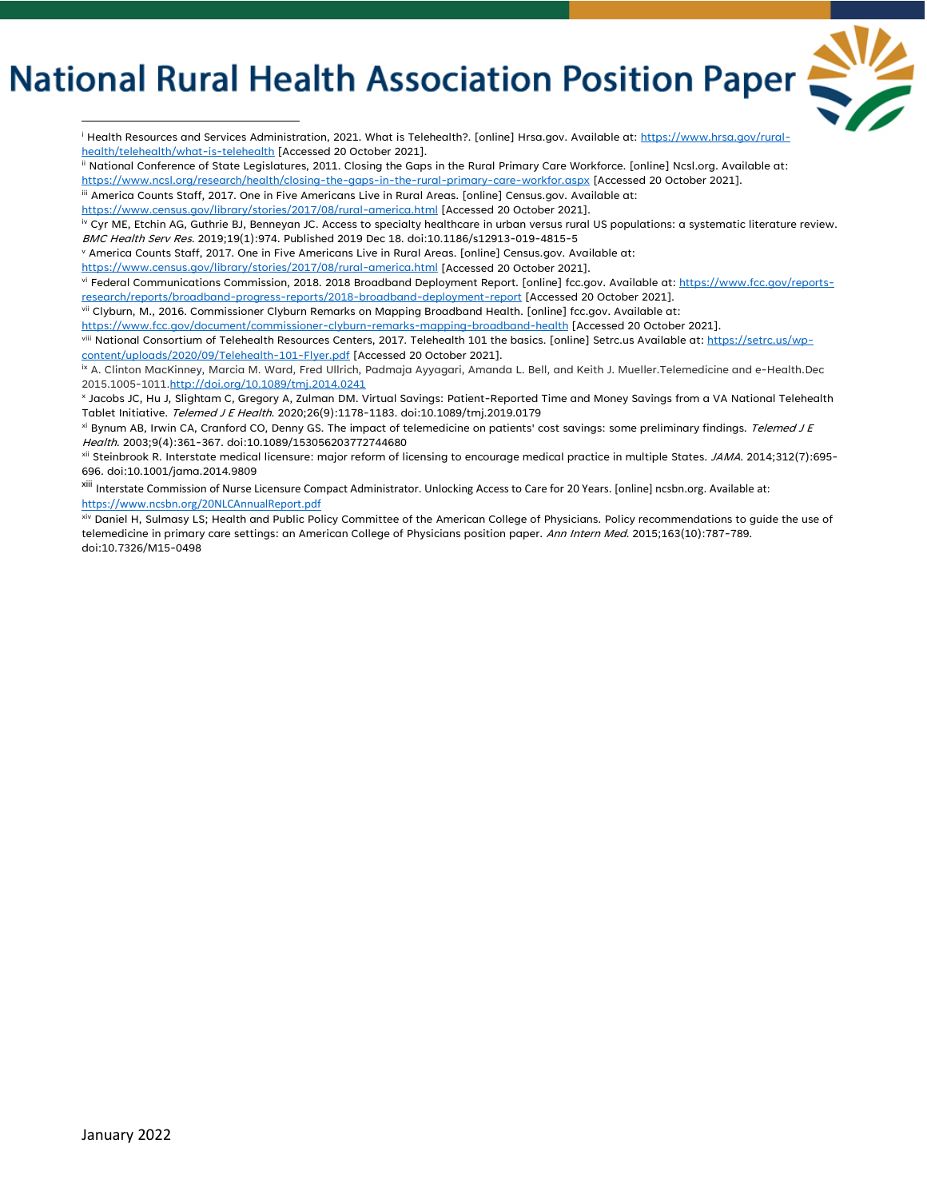[i] Health Resources and Services Administration, 2021. What is Telehealth?. [online] Hrsa.gov. Available at: https://www.hrsa.gov/rural-health/telehealth/what-is-telehealth [Accessed 20 October 2021].

[ii] National Conference of State Legislatures, 2011. Closing the Gaps in the Rural Primary Care Workforce. [online] Ncsl.org. Available at: https://www.ncsl.org/research/health/closing-the-gaps-in-the-rural-primary-care-workfor.aspx [Accessed 20 October 2021].

[iii] America Counts Staff, 2017. One in Five Americans Live in Rural Areas. [online] Census.gov. Available at: https://www.census.gov/library/stories/2017/08/rural-america.html [Accessed 20 October 2021].

[iv] Cyr ME, Etchin AG, Guthrie BJ, Benneyan JC. Access to specialty healthcare in urban versus rural US populations: a systematic literature review. *BMC Health Serv Res.* 2019;19(1):974. Published 2019 Dec 18. doi:10.1186/s12913-019-4815-5

[v] America Counts Staff, 2017. One in Five Americans Live in Rural Areas. [online] Census.gov. Available at: https://www.census.gov/library/stories/2017/08/rural-america.html [Accessed 20 October 2021].

[vi] Federal Communications Commission, 2018. 2018 Broadband Deployment Report. [online] fcc.gov. Available at: https://www.fcc.gov/reports-research/reports/broadband-progress-reports/2018-broadband-deployment-report [Accessed 20 October 2021].

[vii] Clyburn, M., 2016. Commissioner Clyburn Remarks on Mapping Broadband Health. [online] fcc.gov. Available at: https://www.fcc.gov/document/commissioner-clyburn-remarks-mapping-broadband-health [Accessed 20 October 2021].

[viii] National Consortium of Telehealth Resources Centers, 2017. Telehealth 101 the basics. [online] Setrc.us Available at: https://setrc.us/wp-content/uploads/2020/09/Telehealth-101-Flyer.pdf [Accessed 20 October 2021].

[ix] A. Clinton MacKinney, Marcia M. Ward, Fred Ullrich, Padmaja Ayyagari, Amanda L. Bell, and Keith J. Mueller.Telemedicine and e-Health.Dec 2015.1005-1011.http://doi.org/10.1089/tmj.2014.0241

[x] Jacobs JC, Hu J, Slightam C, Gregory A, Zulman DM. Virtual Savings: Patient-Reported Time and Money Savings from a VA National Telehealth Tablet Initiative. *Telemed J E Health.* 2020;26(9):1178-1183. doi:10.1089/tmj.2019.0179

[xi] Bynum AB, Irwin CA, Cranford CO, Denny GS. The impact of telemedicine on patients' cost savings: some preliminary findings. *Telemed J E Health.* 2003;9(4):361-367. doi:10.1089/153056203772744680

[xii] Steinbrook R. Interstate medical licensure: major reform of licensing to encourage medical practice in multiple States. *JAMA.* 2014;312(7):695-696. doi:10.1001/jama.2014.9809

[xiii] Interstate Commission of Nurse Licensure Compact Administrator. Unlocking Access to Care for 20 Years. [online] ncsbn.org. Available at: https://www.ncsbn.org/20NLCAnnualReport.pdf

[xiv] Daniel H, Sulmasy LS; Health and Public Policy Committee of the American College of Physicians. Policy recommendations to guide the use of telemedicine in primary care settings: an American College of Physicians position paper. *Ann Intern Med.* 2015;163(10):787-789. doi:10.7326/M15-0498